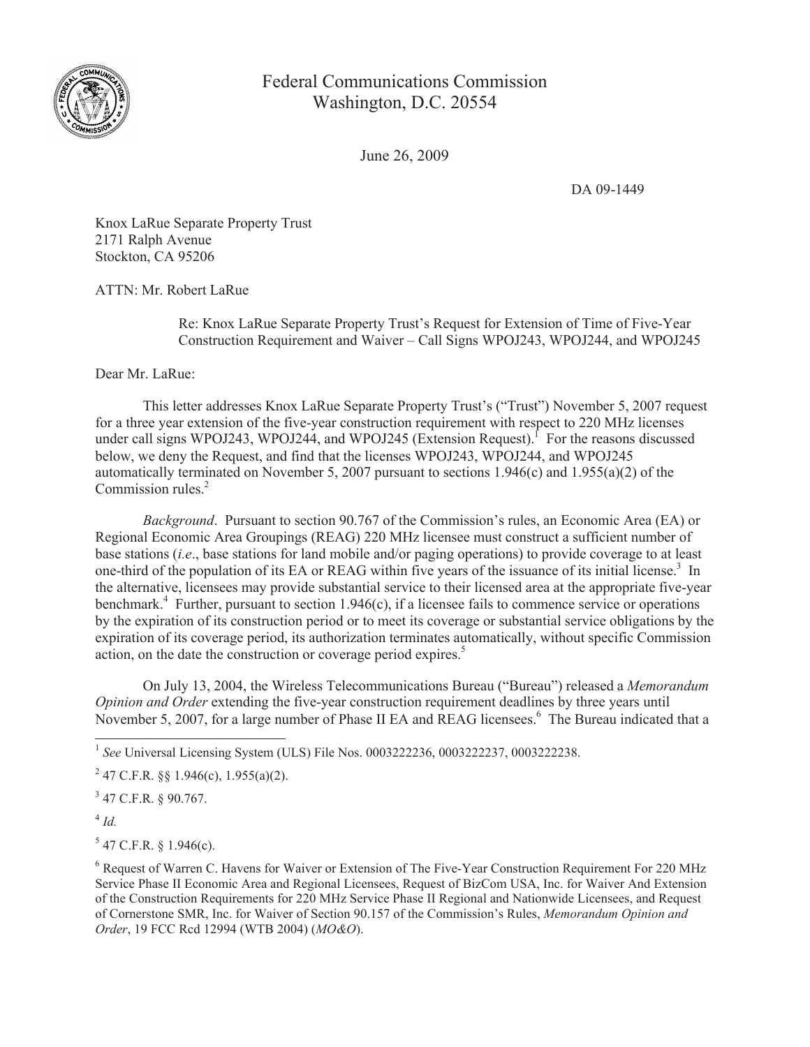Federal Communications Commission
Washington, D.C. 20554

June 26, 2009

DA 09-1449

Knox LaRue Separate Property Trust
2171 Ralph Avenue
Stockton, CA 95206

ATTN: Mr. Robert LaRue

Re: Knox LaRue Separate Property Trust's Request for Extension of Time of Five-Year Construction Requirement and Waiver – Call Signs WPOJ243, WPOJ244, and WPOJ245

Dear Mr. LaRue:

This letter addresses Knox LaRue Separate Property Trust's ("Trust") November 5, 2007 request for a three year extension of the five-year construction requirement with respect to 220 MHz licenses under call signs WPOJ243, WPOJ244, and WPOJ245 (Extension Request).[1] For the reasons discussed below, we deny the Request, and find that the licenses WPOJ243, WPOJ244, and WPOJ245 automatically terminated on November 5, 2007 pursuant to sections 1.946(c) and 1.955(a)(2) of the Commission rules.[2]

*Background*. Pursuant to section 90.767 of the Commission's rules, an Economic Area (EA) or Regional Economic Area Groupings (REAG) 220 MHz licensee must construct a sufficient number of base stations (*i.e*., base stations for land mobile and/or paging operations) to provide coverage to at least one-third of the population of its EA or REAG within five years of the issuance of its initial license.[3] In the alternative, licensees may provide substantial service to their licensed area at the appropriate five-year benchmark.[4] Further, pursuant to section 1.946(c), if a licensee fails to commence service or operations by the expiration of its construction period or to meet its coverage or substantial service obligations by the expiration of its coverage period, its authorization terminates automatically, without specific Commission action, on the date the construction or coverage period expires.[5]

On July 13, 2004, the Wireless Telecommunications Bureau ("Bureau") released a *Memorandum Opinion and Order* extending the five-year construction requirement deadlines by three years until November 5, 2007, for a large number of Phase II EA and REAG licensees.[6] The Bureau indicated that a

---

[1] *See* Universal Licensing System (ULS) File Nos. 0003222236, 0003222237, 0003222238.

[2] 47 C.F.R. §§ 1.946(c), 1.955(a)(2).

[3] 47 C.F.R. § 90.767.

[4] *Id.*

[5] 47 C.F.R. § 1.946(c).

[6] Request of Warren C. Havens for Waiver or Extension of The Five-Year Construction Requirement For 220 MHz Service Phase II Economic Area and Regional Licensees, Request of BizCom USA, Inc. for Waiver And Extension of the Construction Requirements for 220 MHz Service Phase II Regional and Nationwide Licensees, and Request of Cornerstone SMR, Inc. for Waiver of Section 90.157 of the Commission's Rules, *Memorandum Opinion and Order*, 19 FCC Rcd 12994 (WTB 2004) (*MO&O*).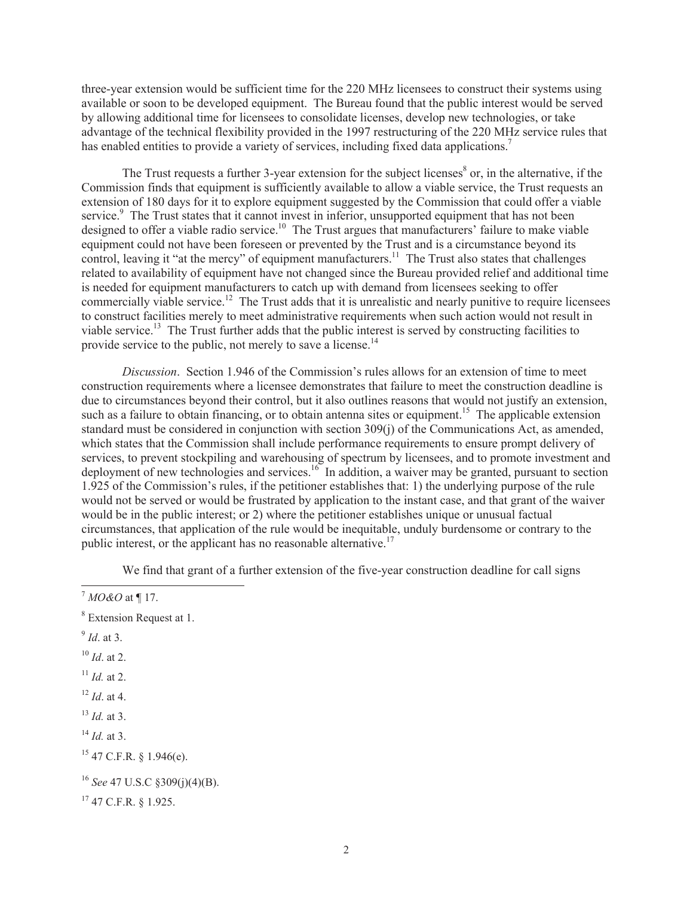three-year extension would be sufficient time for the 220 MHz licensees to construct their systems using available or soon to be developed equipment. The Bureau found that the public interest would be served by allowing additional time for licensees to consolidate licenses, develop new technologies, or take advantage of the technical flexibility provided in the 1997 restructuring of the 220 MHz service rules that has enabled entities to provide a variety of services, including fixed data applications.[7]

The Trust requests a further 3-year extension for the subject licenses[8] or, in the alternative, if the Commission finds that equipment is sufficiently available to allow a viable service, the Trust requests an extension of 180 days for it to explore equipment suggested by the Commission that could offer a viable service.[9] The Trust states that it cannot invest in inferior, unsupported equipment that has not been designed to offer a viable radio service.[10] The Trust argues that manufacturers' failure to make viable equipment could not have been foreseen or prevented by the Trust and is a circumstance beyond its control, leaving it "at the mercy" of equipment manufacturers.[11] The Trust also states that challenges related to availability of equipment have not changed since the Bureau provided relief and additional time is needed for equipment manufacturers to catch up with demand from licensees seeking to offer commercially viable service.[12] The Trust adds that it is unrealistic and nearly punitive to require licensees to construct facilities merely to meet administrative requirements when such action would not result in viable service.[13] The Trust further adds that the public interest is served by constructing facilities to provide service to the public, not merely to save a license.[14]

*Discussion*. Section 1.946 of the Commission's rules allows for an extension of time to meet construction requirements where a licensee demonstrates that failure to meet the construction deadline is due to circumstances beyond their control, but it also outlines reasons that would not justify an extension, such as a failure to obtain financing, or to obtain antenna sites or equipment.[15] The applicable extension standard must be considered in conjunction with section 309(j) of the Communications Act, as amended, which states that the Commission shall include performance requirements to ensure prompt delivery of services, to prevent stockpiling and warehousing of spectrum by licensees, and to promote investment and deployment of new technologies and services.[16] In addition, a waiver may be granted, pursuant to section 1.925 of the Commission's rules, if the petitioner establishes that: 1) the underlying purpose of the rule would not be served or would be frustrated by application to the instant case, and that grant of the waiver would be in the public interest; or 2) where the petitioner establishes unique or unusual factual circumstances, that application of the rule would be inequitable, unduly burdensome or contrary to the public interest, or the applicant has no reasonable alternative.[17]

We find that grant of a further extension of the five-year construction deadline for call signs

---

[7] *MO&O* at ¶ 17.

[8] Extension Request at 1.

[9] *Id*. at 3.

[10] *Id*. at 2.

[11] *Id.* at 2.

[12] *Id*. at 4.

[13] *Id.* at 3.

[14] *Id.* at 3.

[15] 47 C.F.R. § 1.946(e).

[16] *See* 47 U.S.C §309(j)(4)(B).

[17] 47 C.F.R. § 1.925.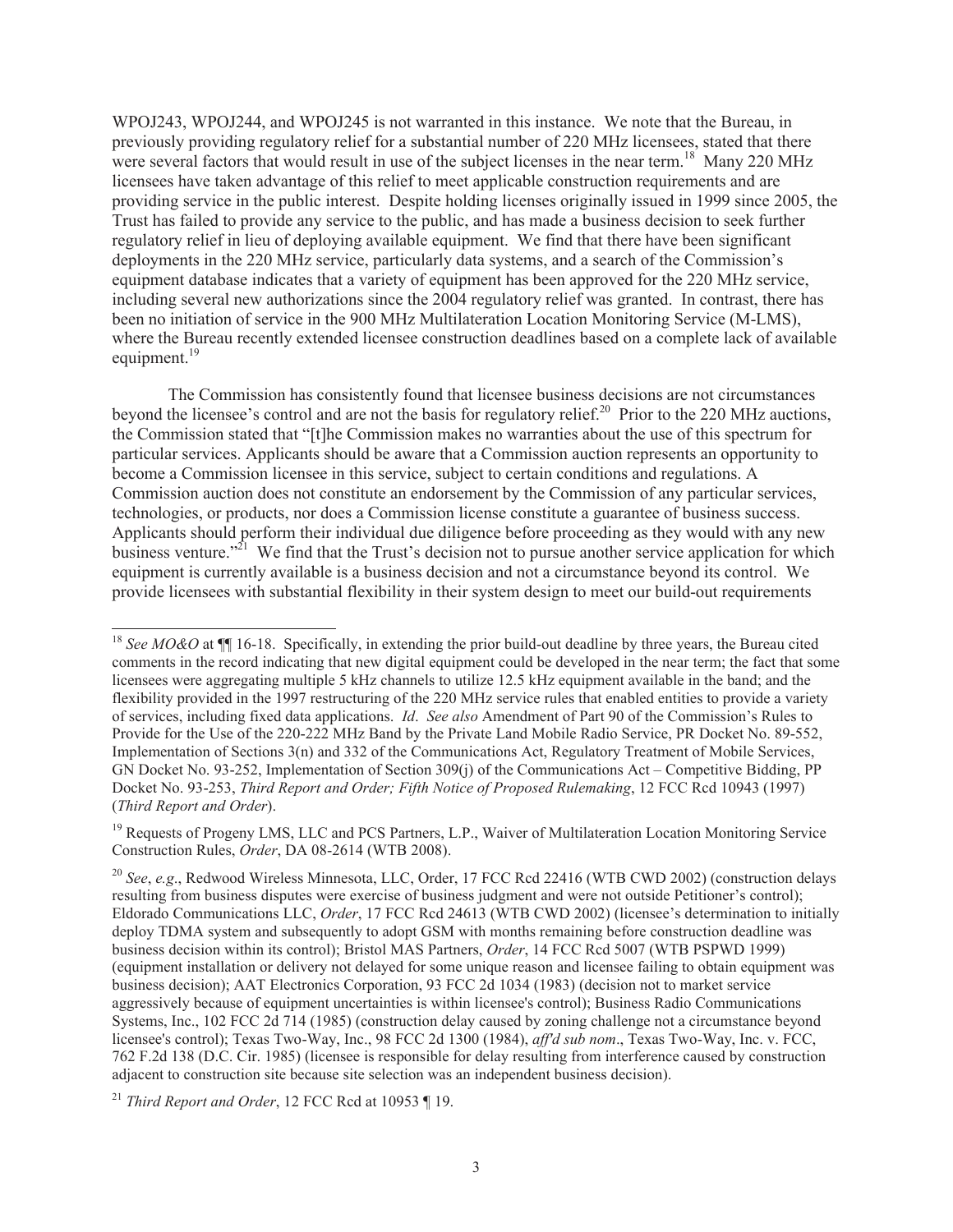WPOJ243, WPOJ244, and WPOJ245 is not warranted in this instance. We note that the Bureau, in previously providing regulatory relief for a substantial number of 220 MHz licensees, stated that there were several factors that would result in use of the subject licenses in the near term.[18] Many 220 MHz licensees have taken advantage of this relief to meet applicable construction requirements and are providing service in the public interest. Despite holding licenses originally issued in 1999 since 2005, the Trust has failed to provide any service to the public, and has made a business decision to seek further regulatory relief in lieu of deploying available equipment. We find that there have been significant deployments in the 220 MHz service, particularly data systems, and a search of the Commission's equipment database indicates that a variety of equipment has been approved for the 220 MHz service, including several new authorizations since the 2004 regulatory relief was granted. In contrast, there has been no initiation of service in the 900 MHz Multilateration Location Monitoring Service (M-LMS), where the Bureau recently extended licensee construction deadlines based on a complete lack of available equipment.[19]

The Commission has consistently found that licensee business decisions are not circumstances beyond the licensee's control and are not the basis for regulatory relief.[20] Prior to the 220 MHz auctions, the Commission stated that "[t]he Commission makes no warranties about the use of this spectrum for particular services. Applicants should be aware that a Commission auction represents an opportunity to become a Commission licensee in this service, subject to certain conditions and regulations. A Commission auction does not constitute an endorsement by the Commission of any particular services, technologies, or products, nor does a Commission license constitute a guarantee of business success. Applicants should perform their individual due diligence before proceeding as they would with any new business venture."[21] We find that the Trust's decision not to pursue another service application for which equipment is currently available is a business decision and not a circumstance beyond its control. We provide licensees with substantial flexibility in their system design to meet our build-out requirements

---

[18] *See MO&O* at ¶¶ 16-18. Specifically, in extending the prior build-out deadline by three years, the Bureau cited comments in the record indicating that new digital equipment could be developed in the near term; the fact that some licensees were aggregating multiple 5 kHz channels to utilize 12.5 kHz equipment available in the band; and the flexibility provided in the 1997 restructuring of the 220 MHz service rules that enabled entities to provide a variety of services, including fixed data applications. *Id*. *See also* Amendment of Part 90 of the Commission's Rules to Provide for the Use of the 220-222 MHz Band by the Private Land Mobile Radio Service, PR Docket No. 89-552, Implementation of Sections 3(n) and 332 of the Communications Act, Regulatory Treatment of Mobile Services, GN Docket No. 93-252, Implementation of Section 309(j) of the Communications Act – Competitive Bidding, PP Docket No. 93-253, *Third Report and Order; Fifth Notice of Proposed Rulemaking*, 12 FCC Rcd 10943 (1997) (*Third Report and Order*).

[19] Requests of Progeny LMS, LLC and PCS Partners, L.P., Waiver of Multilateration Location Monitoring Service Construction Rules, *Order*, DA 08-2614 (WTB 2008).

[20] *See*, *e.g*., Redwood Wireless Minnesota, LLC, Order, 17 FCC Rcd 22416 (WTB CWD 2002) (construction delays resulting from business disputes were exercise of business judgment and were not outside Petitioner's control); Eldorado Communications LLC, *Order*, 17 FCC Rcd 24613 (WTB CWD 2002) (licensee's determination to initially deploy TDMA system and subsequently to adopt GSM with months remaining before construction deadline was business decision within its control); Bristol MAS Partners, *Order*, 14 FCC Rcd 5007 (WTB PSPWD 1999) (equipment installation or delivery not delayed for some unique reason and licensee failing to obtain equipment was business decision); AAT Electronics Corporation, 93 FCC 2d 1034 (1983) (decision not to market service aggressively because of equipment uncertainties is within licensee's control); Business Radio Communications Systems, Inc., 102 FCC 2d 714 (1985) (construction delay caused by zoning challenge not a circumstance beyond licensee's control); Texas Two-Way, Inc., 98 FCC 2d 1300 (1984), *aff'd sub nom*., Texas Two-Way, Inc. v. FCC, 762 F.2d 138 (D.C. Cir. 1985) (licensee is responsible for delay resulting from interference caused by construction adjacent to construction site because site selection was an independent business decision).

[21] *Third Report and Order*, 12 FCC Rcd at 10953 ¶ 19.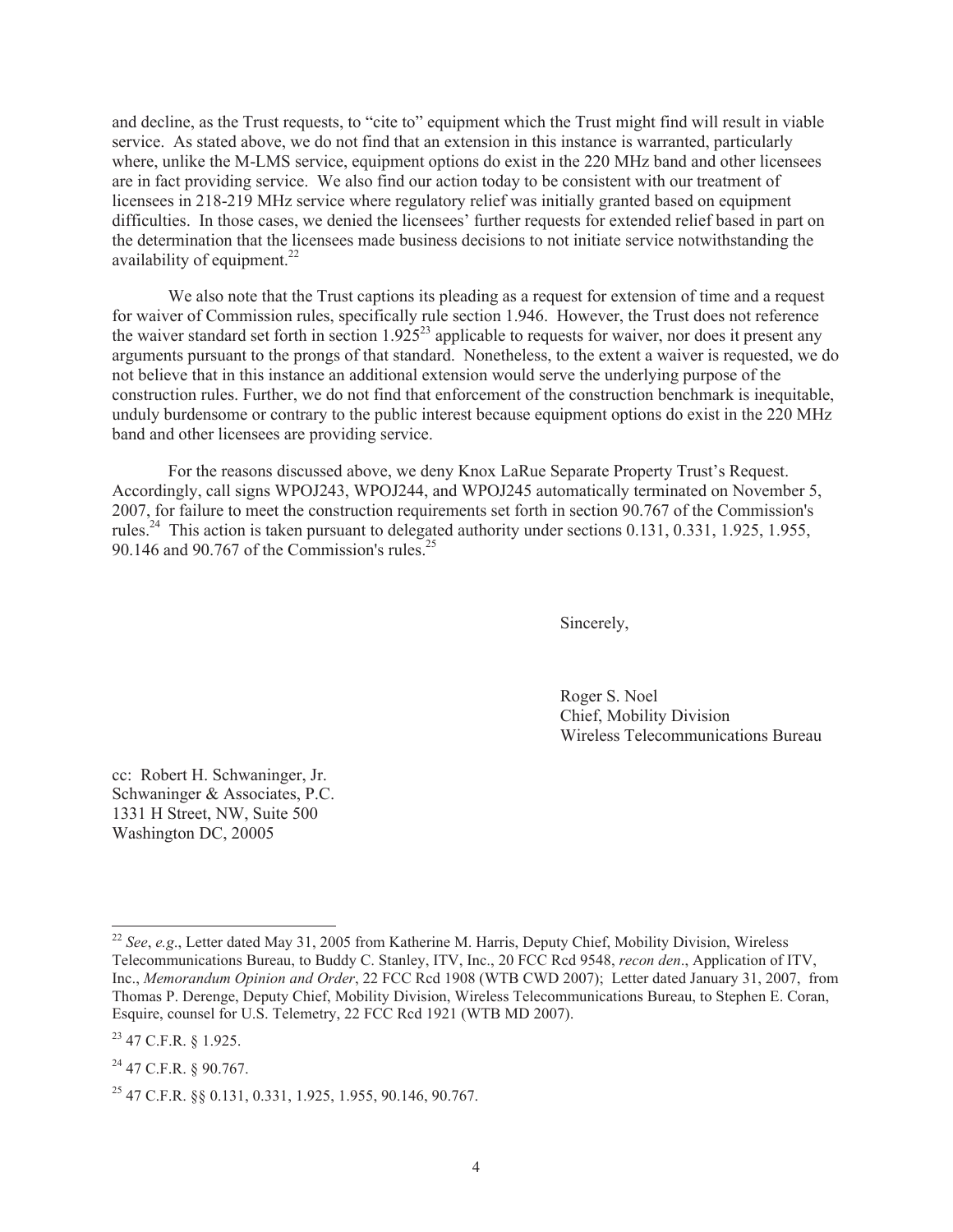and decline, as the Trust requests, to "cite to" equipment which the Trust might find will result in viable service. As stated above, we do not find that an extension in this instance is warranted, particularly where, unlike the M-LMS service, equipment options do exist in the 220 MHz band and other licensees are in fact providing service. We also find our action today to be consistent with our treatment of licensees in 218-219 MHz service where regulatory relief was initially granted based on equipment difficulties. In those cases, we denied the licensees' further requests for extended relief based in part on the determination that the licensees made business decisions to not initiate service notwithstanding the availability of equipment.[22]

We also note that the Trust captions its pleading as a request for extension of time and a request for waiver of Commission rules, specifically rule section 1.946. However, the Trust does not reference the waiver standard set forth in section 1.925[23] applicable to requests for waiver, nor does it present any arguments pursuant to the prongs of that standard. Nonetheless, to the extent a waiver is requested, we do not believe that in this instance an additional extension would serve the underlying purpose of the construction rules. Further, we do not find that enforcement of the construction benchmark is inequitable, unduly burdensome or contrary to the public interest because equipment options do exist in the 220 MHz band and other licensees are providing service.

For the reasons discussed above, we deny Knox LaRue Separate Property Trust's Request. Accordingly, call signs WPOJ243, WPOJ244, and WPOJ245 automatically terminated on November 5, 2007, for failure to meet the construction requirements set forth in section 90.767 of the Commission's rules.[24] This action is taken pursuant to delegated authority under sections 0.131, 0.331, 1.925, 1.955, 90.146 and 90.767 of the Commission's rules.[25]

Sincerely,

Roger S. Noel
Chief, Mobility Division
Wireless Telecommunications Bureau

cc: Robert H. Schwaninger, Jr.
Schwaninger & Associates, P.C.
1331 H Street, NW, Suite 500
Washington DC, 20005

---

[22] *See*, *e.g*., Letter dated May 31, 2005 from Katherine M. Harris, Deputy Chief, Mobility Division, Wireless Telecommunications Bureau, to Buddy C. Stanley, ITV, Inc., 20 FCC Rcd 9548, *recon den*., Application of ITV, Inc., *Memorandum Opinion and Order*, 22 FCC Rcd 1908 (WTB CWD 2007); Letter dated January 31, 2007, from Thomas P. Derenge, Deputy Chief, Mobility Division, Wireless Telecommunications Bureau, to Stephen E. Coran, Esquire, counsel for U.S. Telemetry, 22 FCC Rcd 1921 (WTB MD 2007).

[23] 47 C.F.R. § 1.925.

[24] 47 C.F.R. § 90.767.

[25] 47 C.F.R. §§ 0.131, 0.331, 1.925, 1.955, 90.146, 90.767.